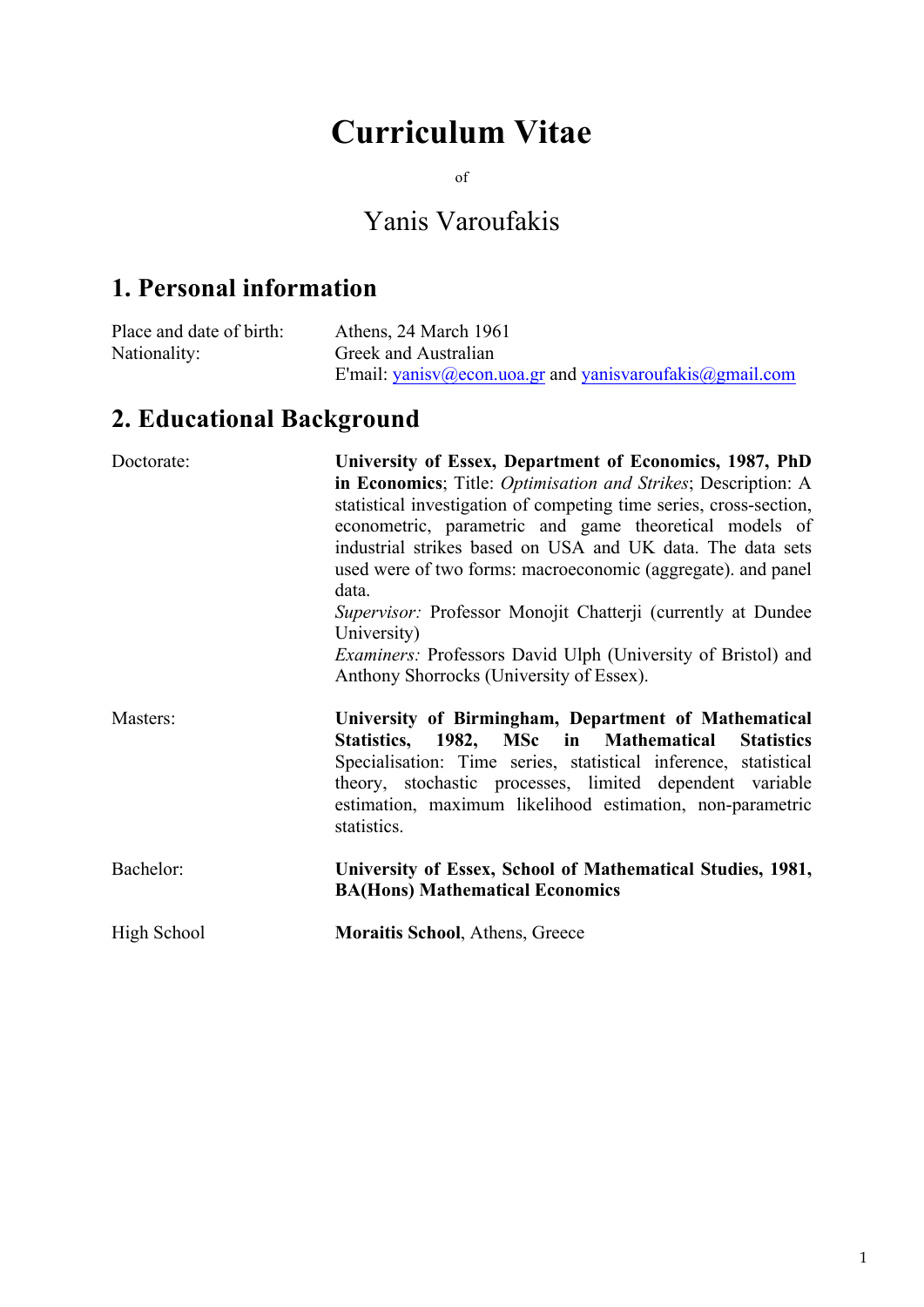# Curriculum Vitae

of

## Yanis Varoufakis

## 1. Personal information

| | |
|---|---|
| Place and date of birth: | Athens, 24 March 1961 |
| Nationality: | Greek and Australian |
| | E'mail: yanisv@econ.uoa.gr and yanisvaroufakis@gmail.com |

## 2. Educational Background

| | |
|---|---|
| Doctorate: | **University of Essex, Department of Economics, 1987, PhD in Economics**; Title: *Optimisation and Strikes*; Description: A statistical investigation of competing time series, cross-section, econometric, parametric and game theoretical models of industrial strikes based on USA and UK data. The data sets used were of two forms: macroeconomic (aggregate). and panel data. *Supervisor:* Professor Monojit Chatterji (currently at Dundee University) *Examiners:* Professors David Ulph (University of Bristol) and Anthony Shorrocks (University of Essex). |
| Masters: | **University of Birmingham, Department of Mathematical Statistics, 1982, MSc in Mathematical Statistics** Specialisation: Time series, statistical inference, statistical theory, stochastic processes, limited dependent variable estimation, maximum likelihood estimation, non-parametric statistics. |
| Bachelor: | **University of Essex, School of Mathematical Studies, 1981, BA(Hons) Mathematical Economics** |
| High School | **Moraitis School**, Athens, Greece |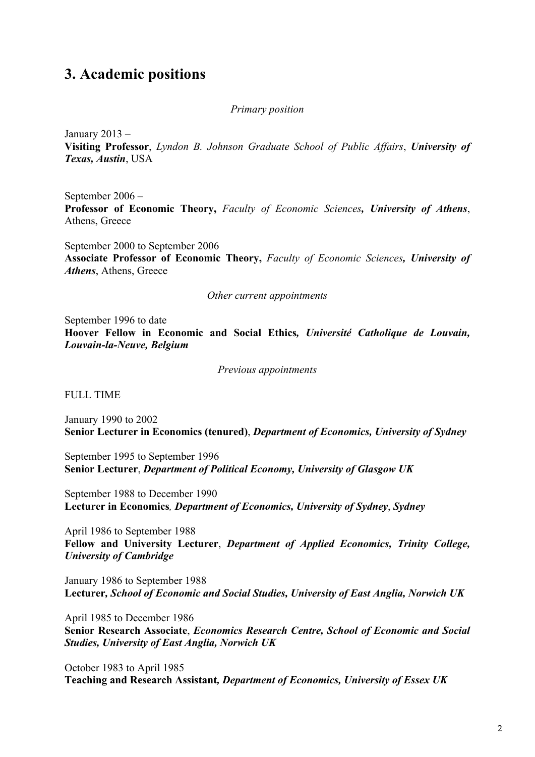## 3. Academic positions

*Primary position*

January 2013 –
**Visiting Professor**, *Lyndon B. Johnson Graduate School of Public Affairs*, ***University of Texas, Austin***, USA

September 2006 –
**Professor of Economic Theory,** *Faculty of Economic Sciences****, University of Athens***, Athens, Greece

September 2000 to September 2006
**Associate Professor of Economic Theory,** *Faculty of Economic Sciences****, University of Athens***, Athens, Greece

*Other current appointments*

September 1996 to date
**Hoover Fellow in Economic and Social Ethics*****, Université Catholique de Louvain, Louvain-la-Neuve, Belgium***

*Previous appointments*

FULL TIME

January 1990 to 2002
**Senior Lecturer in Economics (tenured)**, ***Department of Economics, University of Sydney***

September 1995 to September 1996
**Senior Lecturer**, ***Department of Political Economy, University of Glasgow UK***

September 1988 to December 1990
**Lecturer in Economics***, **Department of Economics, University of Sydney***, ***Sydney***

April 1986 to September 1988
**Fellow and University Lecturer**, ***Department of Applied Economics, Trinity College, University of Cambridge***

January 1986 to September 1988
**Lecturer*****, School of Economic and Social Studies, University of East Anglia, Norwich UK***

April 1985 to December 1986
**Senior Research Associate**, ***Economics Research Centre, School of Economic and Social Studies, University of East Anglia, Norwich UK***

October 1983 to April 1985
**Teaching and Research Assistant*****, Department of Economics, University of Essex UK***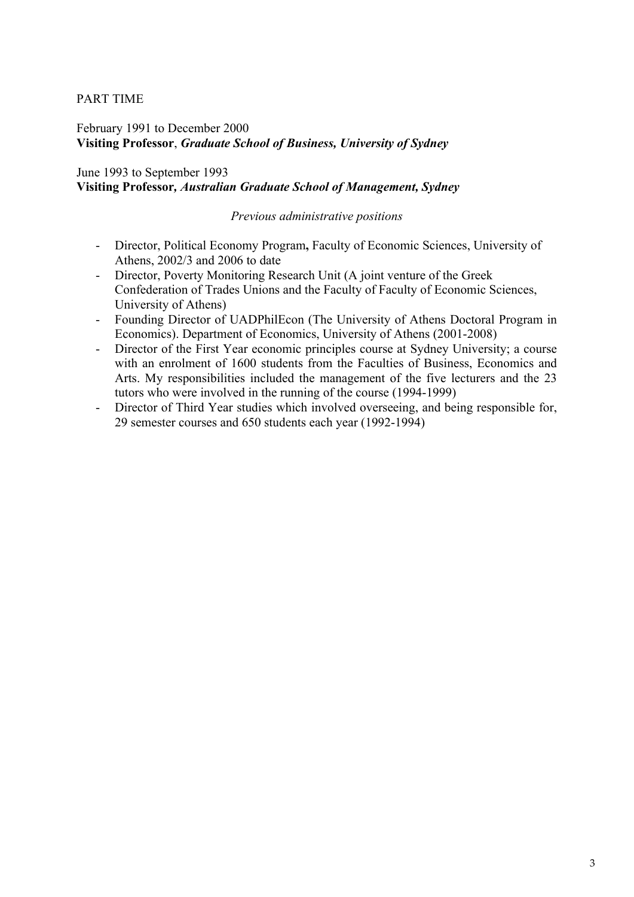PART TIME

February 1991 to December 2000
**Visiting Professor**, ***Graduate School of Business, University of Sydney***

June 1993 to September 1993
**Visiting Professor*, Australian Graduate School of Management, Sydney***

*Previous administrative positions*

- Director, Political Economy Program**,** Faculty of Economic Sciences, University of Athens, 2002/3 and 2006 to date
- Director, Poverty Monitoring Research Unit (A joint venture of the Greek Confederation of Trades Unions and the Faculty of Faculty of Economic Sciences, University of Athens)
- Founding Director of UADPhilEcon (The University of Athens Doctoral Program in Economics). Department of Economics, University of Athens (2001-2008)
- Director of the First Year economic principles course at Sydney University; a course with an enrolment of 1600 students from the Faculties of Business, Economics and Arts. My responsibilities included the management of the five lecturers and the 23 tutors who were involved in the running of the course (1994-1999)
- Director of Third Year studies which involved overseeing, and being responsible for, 29 semester courses and 650 students each year (1992-1994)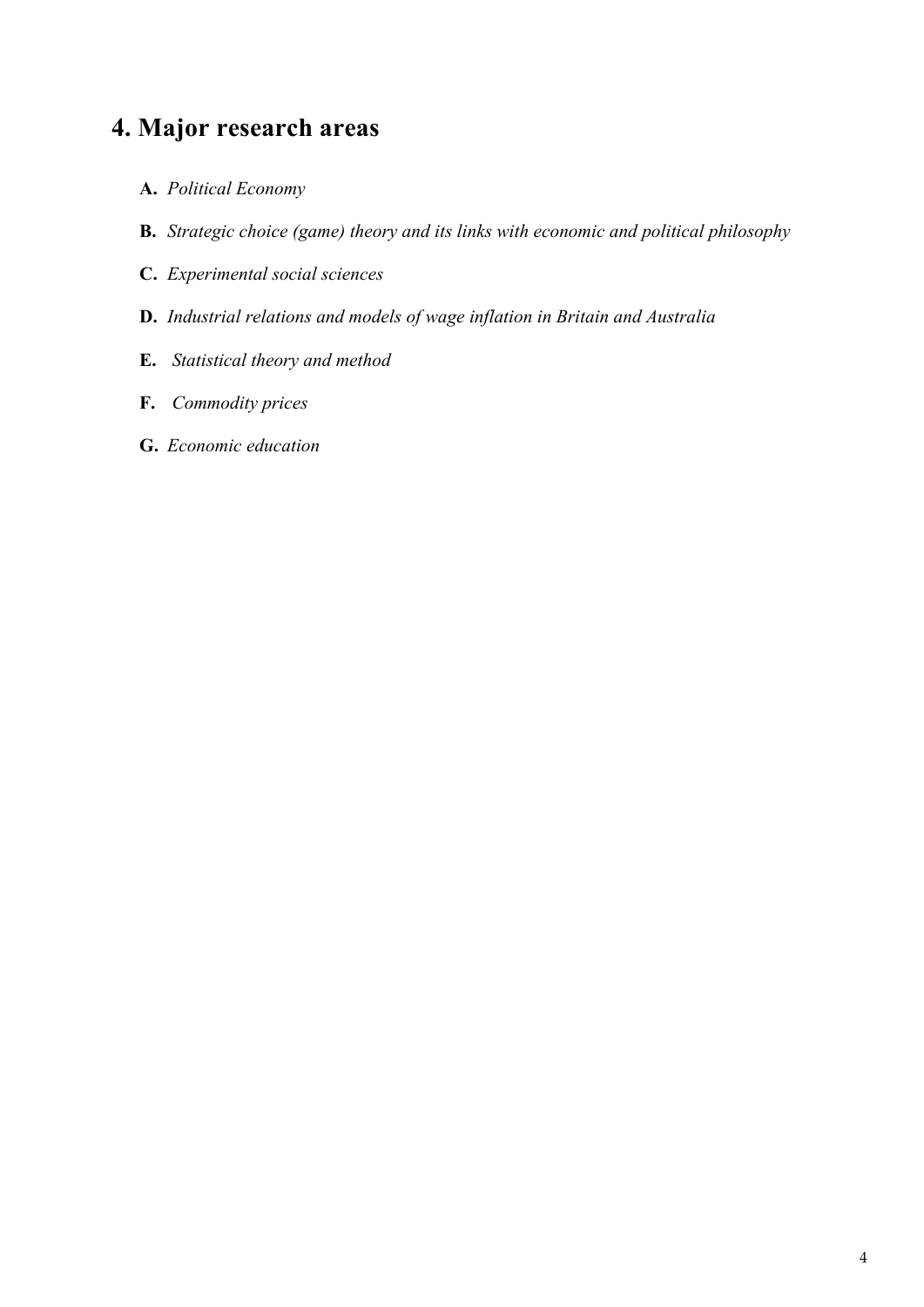## 4. Major research areas

**A.** *Political Economy*

**B.** *Strategic choice (game) theory and its links with economic and political philosophy*

**C.** *Experimental social sciences*

**D.** *Industrial relations and models of wage inflation in Britain and Australia*

**E.** *Statistical theory and method*

**F.** *Commodity prices*

**G.** *Economic education*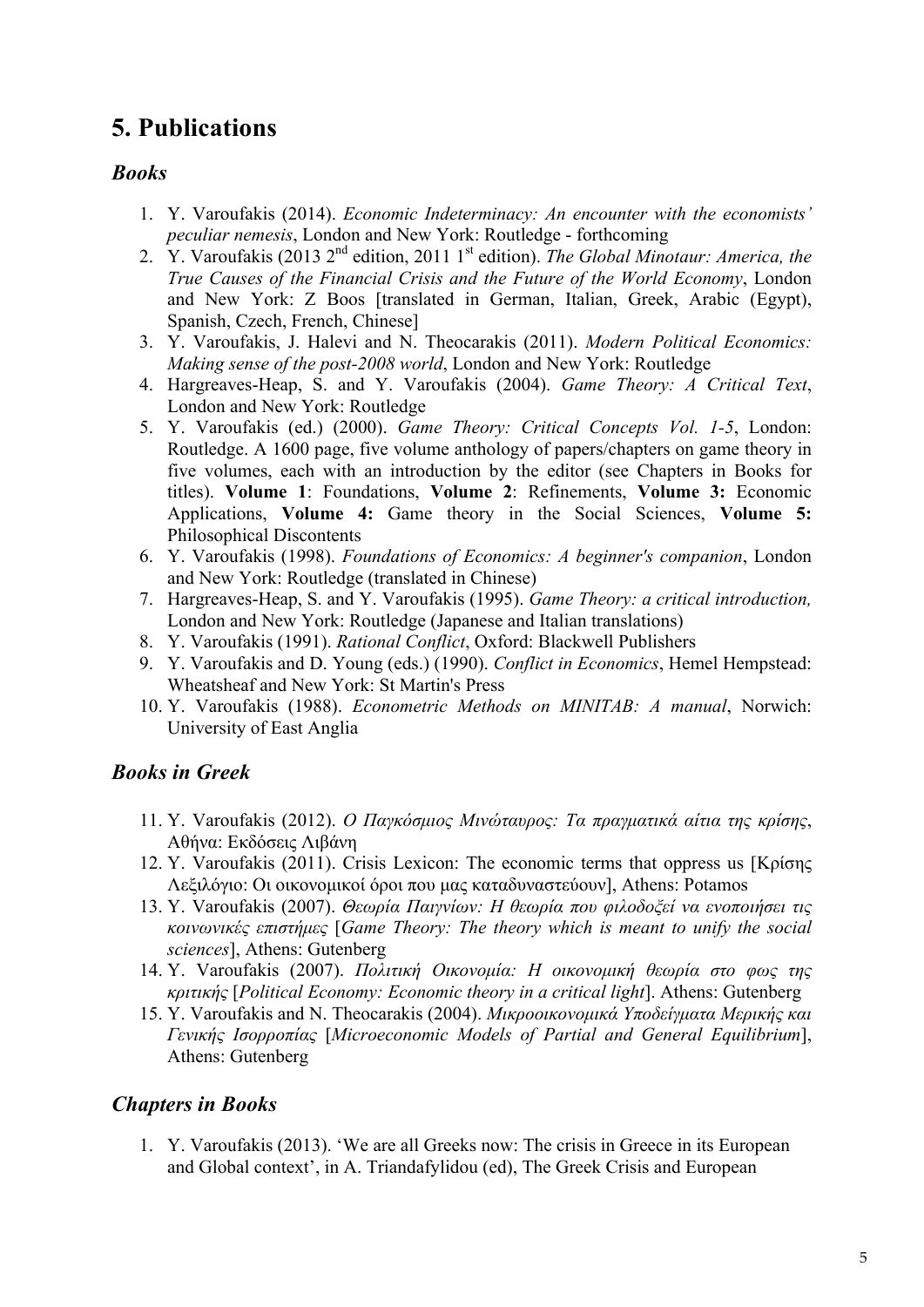# 5. Publications

## *Books*

1. Y. Varoufakis (2014). *Economic Indeterminacy: An encounter with the economists' peculiar nemesis*, London and New York: Routledge - forthcoming
2. Y. Varoufakis (2013 2nd edition, 2011 1st edition). *The Global Minotaur: America, the True Causes of the Financial Crisis and the Future of the World Economy*, London and New York: Z Boos [translated in German, Italian, Greek, Arabic (Egypt), Spanish, Czech, French, Chinese]
3. Y. Varoufakis, J. Halevi and N. Theocarakis (2011). *Modern Political Economics: Making sense of the post-2008 world*, London and New York: Routledge
4. Hargreaves-Heap, S. and Y. Varoufakis (2004). *Game Theory: A Critical Text*, London and New York: Routledge
5. Y. Varoufakis (ed.) (2000). *Game Theory: Critical Concepts Vol. 1-5*, London: Routledge. A 1600 page, five volume anthology of papers/chapters on game theory in five volumes, each with an introduction by the editor (see Chapters in Books for titles). **Volume 1**: Foundations, **Volume 2**: Refinements, **Volume 3:** Economic Applications, **Volume 4:** Game theory in the Social Sciences, **Volume 5:** Philosophical Discontents
6. Y. Varoufakis (1998). *Foundations of Economics: A beginner's companion*, London and New York: Routledge (translated in Chinese)
7. Hargreaves-Heap, S. and Y. Varoufakis (1995). *Game Theory: a critical introduction,* London and New York: Routledge (Japanese and Italian translations)
8. Y. Varoufakis (1991). *Rational Conflict*, Oxford: Blackwell Publishers
9. Y. Varoufakis and D. Young (eds.) (1990). *Conflict in Economics*, Hemel Hempstead: Wheatsheaf and New York: St Martin's Press
10. Y. Varoufakis (1988). *Econometric Methods on MINITAB: A manual*, Norwich: University of East Anglia

## *Books in Greek*

11. Y. Varoufakis (2012). *Ο Παγκόσμιος Μινώταυρος: Τα πραγματικά αίτια της κρίσης*, Αθήνα: Εκδόσεις Λιβάνη
12. Y. Varoufakis (2011). Crisis Lexicon: The economic terms that oppress us [Κρίσης Λεξιλόγιο: Οι οικονομικοί όροι που μας καταδυναστεύουν], Athens: Potamos
13. Y. Varoufakis (2007). *Θεωρία Παιγνίων: Η θεωρία που φιλοδοξεί να ενοποιήσει τις κοινωνικές επιστήμες* [*Game Theory: The theory which is meant to unify the social sciences*], Athens: Gutenberg
14. Y. Varoufakis (2007). *Πολιτική Οικονομία: Η οικονομική θεωρία στο φως της κριτικής* [*Political Economy: Economic theory in a critical light*]. Athens: Gutenberg
15. Y. Varoufakis and N. Theocarakis (2004). *Μικροοικονομικά Υποδείγματα Μερικής και Γενικής Ισορροπίας* [*Microeconomic Models of Partial and General Equilibrium*], Athens: Gutenberg

## *Chapters in Books*

1. Y. Varoufakis (2013). 'We are all Greeks now: The crisis in Greece in its European and Global context', in A. Triandafylidou (ed), The Greek Crisis and European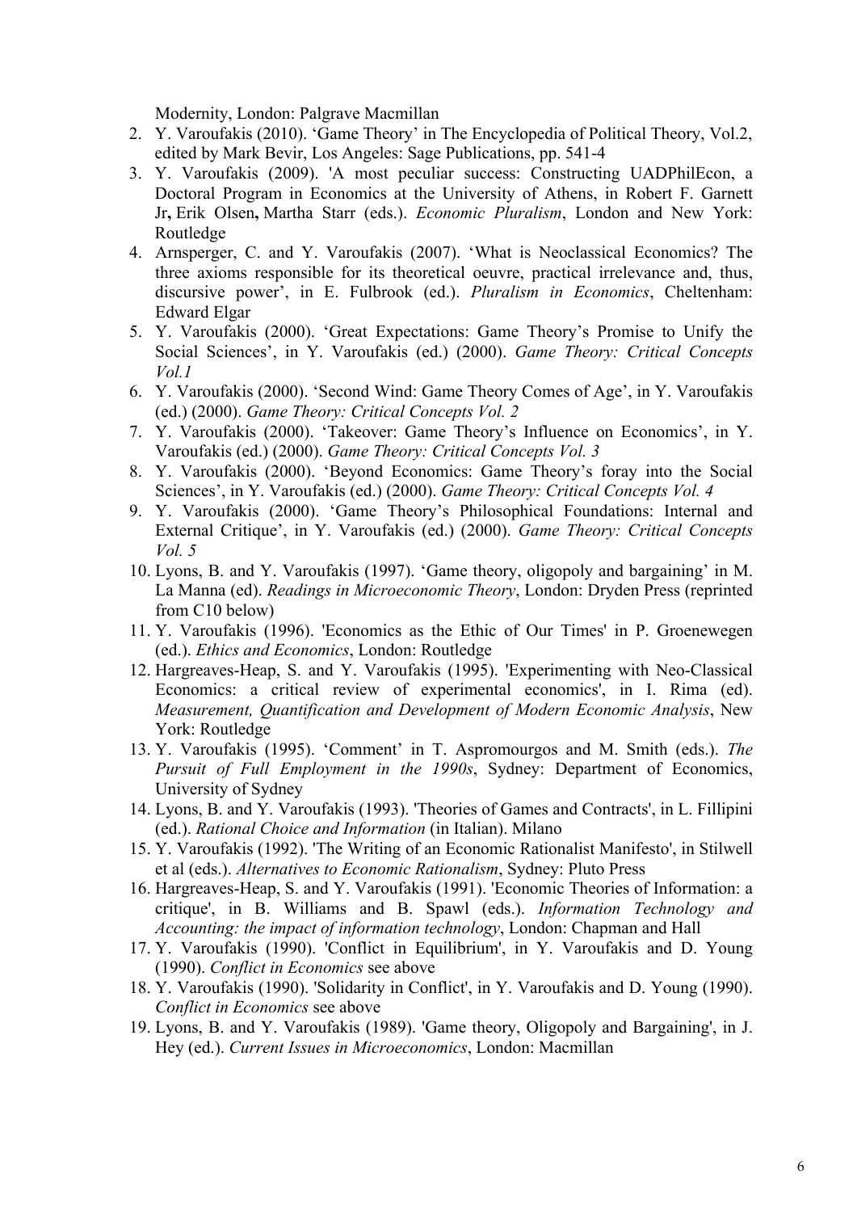Modernity, London: Palgrave Macmillan

2. Y. Varoufakis (2010). 'Game Theory' in The Encyclopedia of Political Theory, Vol.2, edited by Mark Bevir, Los Angeles: Sage Publications, pp. 541-4
3. Y. Varoufakis (2009). 'A most peculiar success: Constructing UADPhilEcon, a Doctoral Program in Economics at the University of Athens, in Robert F. Garnett Jr**,** Erik Olsen**,** Martha Starr (eds.). *Economic Pluralism*, London and New York: Routledge
4. Arnsperger, C. and Y. Varoufakis (2007). 'What is Neoclassical Economics? The three axioms responsible for its theoretical oeuvre, practical irrelevance and, thus, discursive power', in E. Fulbrook (ed.). *Pluralism in Economics*, Cheltenham: Edward Elgar
5. Y. Varoufakis (2000). 'Great Expectations: Game Theory's Promise to Unify the Social Sciences', in Y. Varoufakis (ed.) (2000). *Game Theory: Critical Concepts Vol.1*
6. Y. Varoufakis (2000). 'Second Wind: Game Theory Comes of Age', in Y. Varoufakis (ed.) (2000). *Game Theory: Critical Concepts Vol. 2*
7. Y. Varoufakis (2000). 'Takeover: Game Theory's Influence on Economics', in Y. Varoufakis (ed.) (2000). *Game Theory: Critical Concepts Vol. 3*
8. Y. Varoufakis (2000). 'Beyond Economics: Game Theory's foray into the Social Sciences', in Y. Varoufakis (ed.) (2000). *Game Theory: Critical Concepts Vol. 4*
9. Y. Varoufakis (2000). 'Game Theory's Philosophical Foundations: Internal and External Critique', in Y. Varoufakis (ed.) (2000). *Game Theory: Critical Concepts Vol. 5*
10. Lyons, B. and Y. Varoufakis (1997). 'Game theory, oligopoly and bargaining' in M. La Manna (ed). *Readings in Microeconomic Theory*, London: Dryden Press (reprinted from C10 below)
11. Y. Varoufakis (1996). 'Economics as the Ethic of Our Times' in P. Groenewegen (ed.). *Ethics and Economics*, London: Routledge
12. Hargreaves-Heap, S. and Y. Varoufakis (1995). 'Experimenting with Neo-Classical Economics: a critical review of experimental economics', in I. Rima (ed). *Measurement, Quantification and Development of Modern Economic Analysis*, New York: Routledge
13. Y. Varoufakis (1995). 'Comment' in T. Aspromourgos and M. Smith (eds.). *The Pursuit of Full Employment in the 1990s*, Sydney: Department of Economics, University of Sydney
14. Lyons, B. and Y. Varoufakis (1993). 'Theories of Games and Contracts', in L. Fillipini (ed.). *Rational Choice and Information* (in Italian). Milano
15. Y. Varoufakis (1992). 'The Writing of an Economic Rationalist Manifesto', in Stilwell et al (eds.). *Alternatives to Economic Rationalism*, Sydney: Pluto Press
16. Hargreaves-Heap, S. and Y. Varoufakis (1991). 'Economic Theories of Information: a critique', in B. Williams and B. Spawl (eds.). *Information Technology and Accounting: the impact of information technology*, London: Chapman and Hall
17. Y. Varoufakis (1990). 'Conflict in Equilibrium', in Y. Varoufakis and D. Young (1990). *Conflict in Economics* see above
18. Y. Varoufakis (1990). 'Solidarity in Conflict', in Y. Varoufakis and D. Young (1990). *Conflict in Economics* see above
19. Lyons, B. and Y. Varoufakis (1989). 'Game theory, Oligopoly and Bargaining', in J. Hey (ed.). *Current Issues in Microeconomics*, London: Macmillan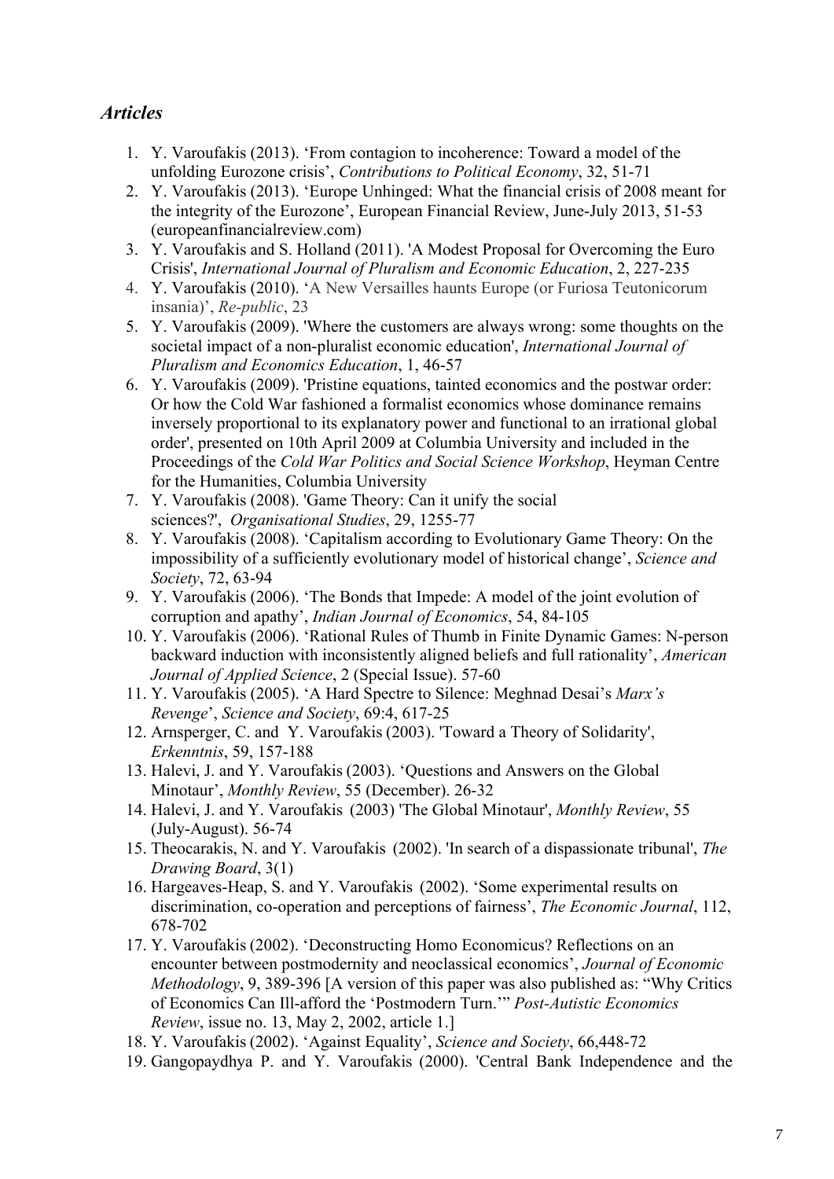## *Articles*

1. Y. Varoufakis (2013). 'From contagion to incoherence: Toward a model of the unfolding Eurozone crisis', *Contributions to Political Economy*, 32, 51-71
2. Y. Varoufakis (2013). 'Europe Unhinged: What the financial crisis of 2008 meant for the integrity of the Eurozone', European Financial Review, June-July 2013, 51-53 (europeanfinancialreview.com)
3. Y. Varoufakis and S. Holland (2011). 'A Modest Proposal for Overcoming the Euro Crisis', *International Journal of Pluralism and Economic Education*, 2, 227-235
4. Y. Varoufakis (2010). 'A New Versailles haunts Europe (or Furiosa Teutonicorum insania)', *Re-public*, 23
5. Y. Varoufakis (2009). 'Where the customers are always wrong: some thoughts on the societal impact of a non-pluralist economic education', *International Journal of Pluralism and Economics Education*, 1, 46-57
6. Y. Varoufakis (2009). 'Pristine equations, tainted economics and the postwar order: Or how the Cold War fashioned a formalist economics whose dominance remains inversely proportional to its explanatory power and functional to an irrational global order', presented on 10th April 2009 at Columbia University and included in the Proceedings of the *Cold War Politics and Social Science Workshop*, Heyman Centre for the Humanities, Columbia University
7. Y. Varoufakis (2008). 'Game Theory: Can it unify the social sciences?', *Organisational Studies*, 29, 1255-77
8. Y. Varoufakis (2008). 'Capitalism according to Evolutionary Game Theory: On the impossibility of a sufficiently evolutionary model of historical change', *Science and Society*, 72, 63-94
9. Y. Varoufakis (2006). 'The Bonds that Impede: A model of the joint evolution of corruption and apathy', *Indian Journal of Economics*, 54, 84-105
10. Y. Varoufakis (2006). 'Rational Rules of Thumb in Finite Dynamic Games: N-person backward induction with inconsistently aligned beliefs and full rationality', *American Journal of Applied Science*, 2 (Special Issue). 57-60
11. Y. Varoufakis (2005). 'A Hard Spectre to Silence: Meghnad Desai's *Marx's Revenge*', *Science and Society*, 69:4, 617-25
12. Arnsperger, C. and Y. Varoufakis (2003). 'Toward a Theory of Solidarity', *Erkenntnis*, 59, 157-188
13. Halevi, J. and Y. Varoufakis (2003). 'Questions and Answers on the Global Minotaur', *Monthly Review*, 55 (December). 26-32
14. Halevi, J. and Y. Varoufakis (2003) 'The Global Minotaur', *Monthly Review*, 55 (July-August). 56-74
15. Theocarakis, N. and Y. Varoufakis (2002). 'In search of a dispassionate tribunal', *The Drawing Board*, 3(1)
16. Hargeaves-Heap, S. and Y. Varoufakis (2002). 'Some experimental results on discrimination, co-operation and perceptions of fairness', *The Economic Journal*, 112, 678-702
17. Y. Varoufakis (2002). 'Deconstructing Homo Economicus? Reflections on an encounter between postmodernity and neoclassical economics', *Journal of Economic Methodology*, 9, 389-396 [A version of this paper was also published as: "Why Critics of Economics Can Ill-afford the 'Postmodern Turn.'" *Post-Autistic Economics Review*, issue no. 13, May 2, 2002, article 1.]
18. Y. Varoufakis (2002). 'Against Equality', *Science and Society*, 66,448-72
19. Gangopaydhya P. and Y. Varoufakis (2000). 'Central Bank Independence and the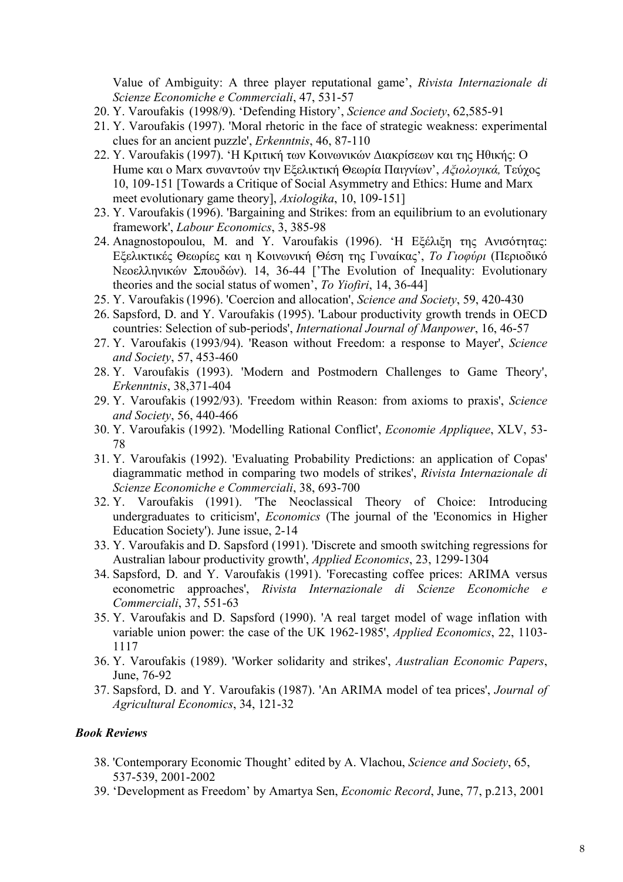Value of Ambiguity: A three player reputational game', *Rivista Internazionale di Scienze Economiche e Commerciali*, 47, 531-57

20. Y. Varoufakis (1998/9). 'Defending History', *Science and Society*, 62,585-91
21. Y. Varoufakis (1997). 'Moral rhetoric in the face of strategic weakness: experimental clues for an ancient puzzle', *Erkenntnis*, 46, 87-110
22. Y. Varoufakis (1997). 'Η Κριτική των Κοινωνικών Διακρίσεων και της Ηθικής: Ο Hume και ο Marx συναντούν την Εξελικτική Θεωρία Παιγνίων', *Αξιολογικά,* Τεύχος 10, 109-151 [Towards a Critique of Social Asymmetry and Ethics: Hume and Marx meet evolutionary game theory], *Axiologika*, 10, 109-151]
23. Y. Varoufakis (1996). 'Bargaining and Strikes: from an equilibrium to an evolutionary framework', *Labour Economics*, 3, 385-98
24. Anagnostopoulou, M. and Y. Varoufakis (1996). 'Η Εξέλιξη της Ανισότητας: Εξελικτικές Θεωρίες και η Κοινωνική Θέση της Γυναίκας', *Το Γιοφύρι* (Περιοδικό Νεοελληνικών Σπουδών). 14, 36-44 ['The Evolution of Inequality: Evolutionary theories and the social status of women', *To Yiofiri*, 14, 36-44]
25. Y. Varoufakis (1996). 'Coercion and allocation', *Science and Society*, 59, 420-430
26. Sapsford, D. and Y. Varoufakis (1995). 'Labour productivity growth trends in OECD countries: Selection of sub-periods', *International Journal of Manpower*, 16, 46-57
27. Y. Varoufakis (1993/94). 'Reason without Freedom: a response to Mayer', *Science and Society*, 57, 453-460
28. Y. Varoufakis (1993). 'Modern and Postmodern Challenges to Game Theory', *Erkenntnis*, 38,371-404
29. Y. Varoufakis (1992/93). 'Freedom within Reason: from axioms to praxis', *Science and Society*, 56, 440-466
30. Y. Varoufakis (1992). 'Modelling Rational Conflict', *Economie Appliquee*, XLV, 53-78
31. Y. Varoufakis (1992). 'Evaluating Probability Predictions: an application of Copas' diagrammatic method in comparing two models of strikes', *Rivista Internazionale di Scienze Economiche e Commerciali*, 38, 693-700
32. Y. Varoufakis (1991). 'The Neoclassical Theory of Choice: Introducing undergraduates to criticism', *Economics* (The journal of the 'Economics in Higher Education Society'). June issue, 2-14
33. Y. Varoufakis and D. Sapsford (1991). 'Discrete and smooth switching regressions for Australian labour productivity growth', *Applied Economics*, 23, 1299-1304
34. Sapsford, D. and Y. Varoufakis (1991). 'Forecasting coffee prices: ARIMA versus econometric approaches', *Rivista Internazionale di Scienze Economiche e Commerciali*, 37, 551-63
35. Y. Varoufakis and D. Sapsford (1990). 'A real target model of wage inflation with variable union power: the case of the UK 1962-1985', *Applied Economics*, 22, 1103-1117
36. Y. Varoufakis (1989). 'Worker solidarity and strikes', *Australian Economic Papers*, June, 76-92
37. Sapsford, D. and Y. Varoufakis (1987). 'An ARIMA model of tea prices', *Journal of Agricultural Economics*, 34, 121-32

### *Book Reviews*

38. 'Contemporary Economic Thought' edited by A. Vlachou, *Science and Society*, 65, 537-539, 2001-2002
39. 'Development as Freedom' by Amartya Sen, *Economic Record*, June, 77, p.213, 2001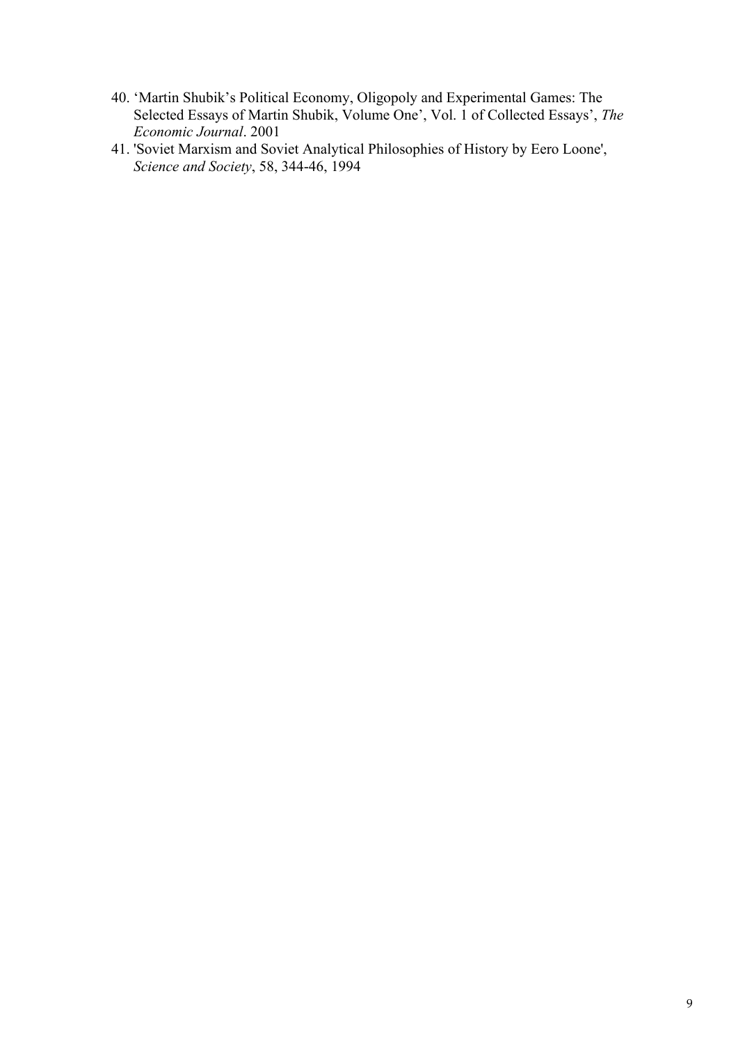40. 'Martin Shubik's Political Economy, Oligopoly and Experimental Games: The Selected Essays of Martin Shubik, Volume One', Vol. 1 of Collected Essays', *The Economic Journal*. 2001
41. 'Soviet Marxism and Soviet Analytical Philosophies of History by Eero Loone', *Science and Society*, 58, 344-46, 1994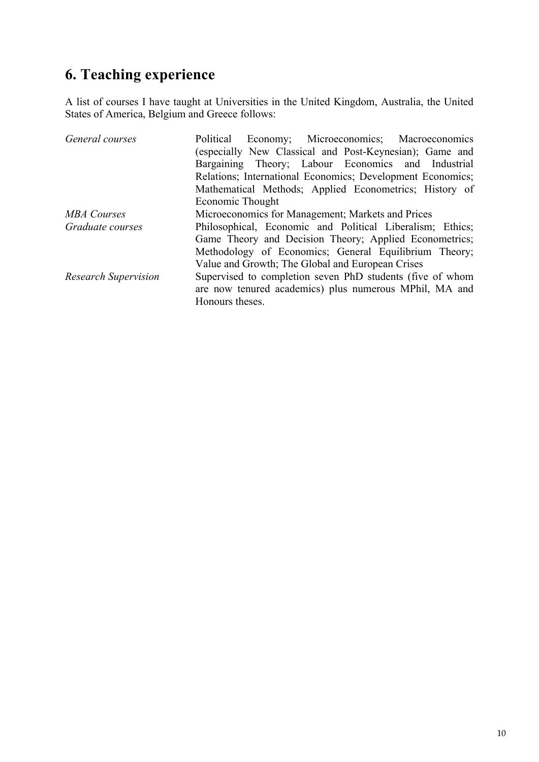## 6. Teaching experience

A list of courses I have taught at Universities in the United Kingdom, Australia, the United States of America, Belgium and Greece follows:

| | |
|---|---|
| *General courses* | Political Economy; Microeconomics; Macroeconomics (especially New Classical and Post-Keynesian); Game and Bargaining Theory; Labour Economics and Industrial Relations; International Economics; Development Economics; Mathematical Methods; Applied Econometrics; History of Economic Thought |
| *MBA Courses* | Microeconomics for Management; Markets and Prices |
| *Graduate courses* | Philosophical, Economic and Political Liberalism; Ethics; Game Theory and Decision Theory; Applied Econometrics; Methodology of Economics; General Equilibrium Theory; Value and Growth; The Global and European Crises |
| *Research Supervision* | Supervised to completion seven PhD students (five of whom are now tenured academics) plus numerous MPhil, MA and Honours theses. |